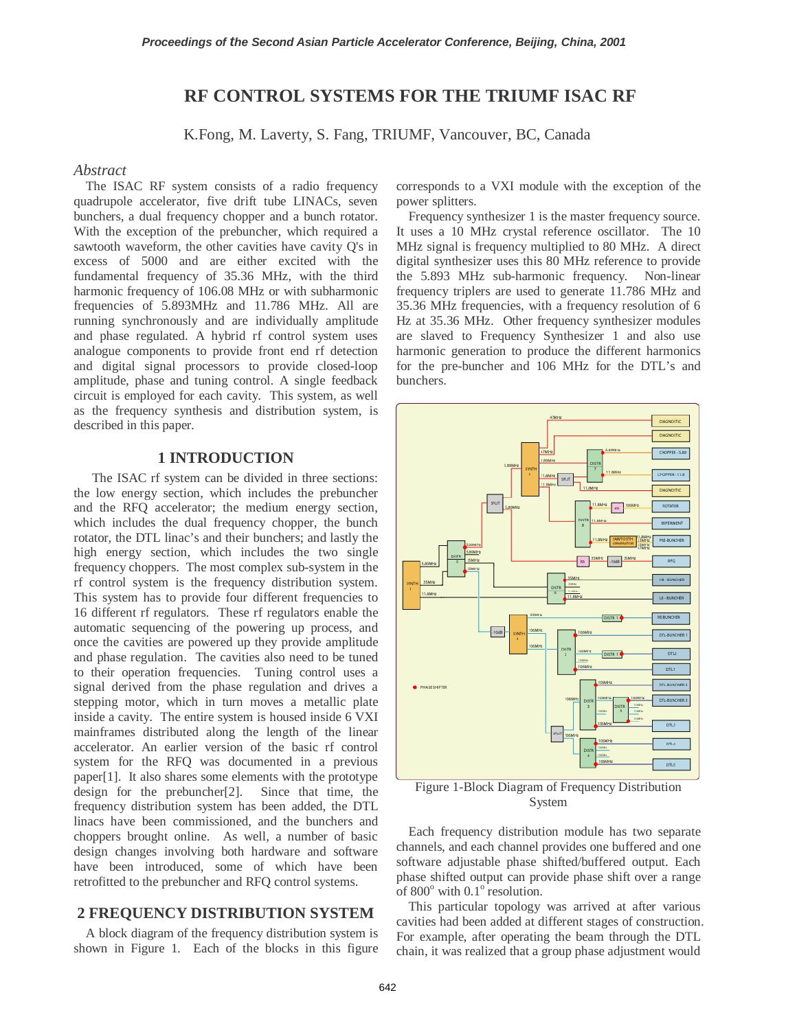# RF CONTROL SYSTEMS FOR THE TRIUMF ISAC RF

K.Fong, M. Laverty, S. Fang, TRIUMF, Vancouver, BC, Canada

## Abstract

The ISAC RF system consists of a radio frequency quadrupole accelerator, five drift tube LINACs, seven bunchers, a dual frequency chopper and a bunch rotator. With the exception of the prebuncher, which required a sawtooth waveform, the other cavities have cavity Q's in excess of 5000 and are either excited with the fundamental frequency of 35.36 MHz, with the third harmonic frequency of 106.08 MHz or with subharmonic frequencies of 5.893MHz and 11.786 MHz. All are running synchronously and are individually amplitude and phase regulated. A hybrid rf control system uses analogue components to provide front end rf detection and digital signal processors to provide closed-loop amplitude, phase and tuning control. A single feedback circuit is employed for each cavity. This system, as well as the frequency synthesis and distribution system, is described in this paper.

## 1 INTRODUCTION

The ISAC rf system can be divided in three sections: the low energy section, which includes the prebuncher and the RFQ accelerator; the medium energy section, which includes the dual frequency chopper, the bunch rotator, the DTL linac's and their bunchers; and lastly the high energy section, which includes the two single frequency choppers. The most complex sub-system in the rf control system is the frequency distribution system. This system has to provide four different frequencies to 16 different rf regulators. These rf regulators enable the automatic sequencing of the powering up process, and once the cavities are powered up they provide amplitude and phase regulation. The cavities also need to be tuned to their operation frequencies. Tuning control uses a signal derived from the phase regulation and drives a stepping motor, which in turn moves a metallic plate inside a cavity. The entire system is housed inside 6 VXI mainframes distributed along the length of the linear accelerator. An earlier version of the basic rf control system for the RFQ was documented in a previous paper[1]. It also shares some elements with the prototype design for the prebuncher[2]. Since that time, the frequency distribution system has been added, the DTL linacs have been commissioned, and the bunchers and choppers brought online. As well, a number of basic design changes involving both hardware and software have been introduced, some of which have been retrofitted to the prebuncher and RFQ control systems.

## 2 FREQUENCY DISTRIBUTION SYSTEM

A block diagram of the frequency distribution system is shown in Figure 1. Each of the blocks in this figure corresponds to a VXI module with the exception of the power splitters.

Frequency synthesizer 1 is the master frequency source. It uses a 10 MHz crystal reference oscillator. The 10 MHz signal is frequency multiplied to 80 MHz. A direct digital synthesizer uses this 80 MHz reference to provide the 5.893 MHz sub-harmonic frequency. Non-linear frequency triplers are used to generate 11.786 MHz and 35.36 MHz frequencies, with a frequency resolution of 6 Hz at 35.36 MHz. Other frequency synthesizer modules are slaved to Frequency Synthesizer 1 and also use harmonic generation to produce the different harmonics for the pre-buncher and 106 MHz for the DTL's and bunchers.

Figure 1-Block Diagram of Frequency Distribution System

Each frequency distribution module has two separate channels, and each channel provides one buffered and one software adjustable phase shifted/buffered output. Each phase shifted output can provide phase shift over a range of 800$^{o}$ with 0.1$^{o}$ resolution.

This particular topology was arrived at after various cavities had been added at different stages of construction. For example, after operating the beam through the DTL chain, it was realized that a group phase adjustment would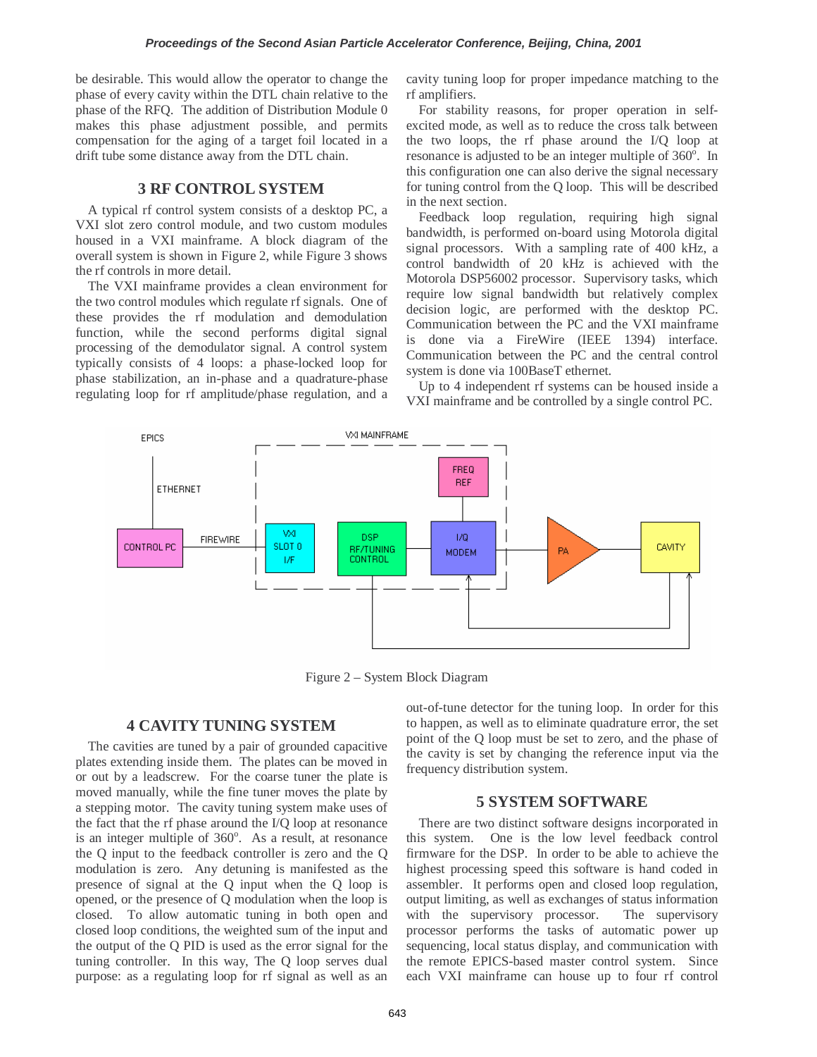be desirable. This would allow the operator to change the phase of every cavity within the DTL chain relative to the phase of the RFQ. The addition of Distribution Module 0 makes this phase adjustment possible, and permits compensation for the aging of a target foil located in a drift tube some distance away from the DTL chain.

## 3 RF CONTROL SYSTEM

A typical rf control system consists of a desktop PC, a VXI slot zero control module, and two custom modules housed in a VXI mainframe. A block diagram of the overall system is shown in Figure 2, while Figure 3 shows the rf controls in more detail.

The VXI mainframe provides a clean environment for the two control modules which regulate rf signals. One of these provides the rf modulation and demodulation function, while the second performs digital signal processing of the demodulator signal. A control system typically consists of 4 loops: a phase-locked loop for phase stabilization, an in-phase and a quadrature-phase regulating loop for rf amplitude/phase regulation, and a cavity tuning loop for proper impedance matching to the rf amplifiers.

For stability reasons, for proper operation in self-excited mode, as well as to reduce the cross talk between the two loops, the rf phase around the I/Q loop at resonance is adjusted to be an integer multiple of 360$^{o}$. In this configuration one can also derive the signal necessary for tuning control from the Q loop. This will be described in the next section.

Feedback loop regulation, requiring high signal bandwidth, is performed on-board using Motorola digital signal processors. With a sampling rate of 400 kHz, a control bandwidth of 20 kHz is achieved with the Motorola DSP56002 processor. Supervisory tasks, which require low signal bandwidth but relatively complex decision logic, are performed with the desktop PC. Communication between the PC and the VXI mainframe is done via a FireWire (IEEE 1394) interface. Communication between the PC and the central control system is done via 100BaseT ethernet.

Up to 4 independent rf systems can be housed inside a VXI mainframe and be controlled by a single control PC.

Figure 2 – System Block Diagram

## 4 CAVITY TUNING SYSTEM

The cavities are tuned by a pair of grounded capacitive plates extending inside them. The plates can be moved in or out by a leadscrew. For the coarse tuner the plate is moved manually, while the fine tuner moves the plate by a stepping motor. The cavity tuning system make uses of the fact that the rf phase around the I/Q loop at resonance is an integer multiple of 360$^{o}$. As a result, at resonance the Q input to the feedback controller is zero and the Q modulation is zero. Any detuning is manifested as the presence of signal at the Q input when the Q loop is opened, or the presence of Q modulation when the loop is closed. To allow automatic tuning in both open and closed loop conditions, the weighted sum of the input and the output of the Q PID is used as the error signal for the tuning controller. In this way, The Q loop serves dual purpose: as a regulating loop for rf signal as well as an out-of-tune detector for the tuning loop. In order for this to happen, as well as to eliminate quadrature error, the set point of the Q loop must be set to zero, and the phase of the cavity is set by changing the reference input via the frequency distribution system.

## 5 SYSTEM SOFTWARE

There are two distinct software designs incorporated in this system. One is the low level feedback control firmware for the DSP. In order to be able to achieve the highest processing speed this software is hand coded in assembler. It performs open and closed loop regulation, output limiting, as well as exchanges of status information with the supervisory processor. The supervisory processor performs the tasks of automatic power up sequencing, local status display, and communication with the remote EPICS-based master control system. Since each VXI mainframe can house up to four rf control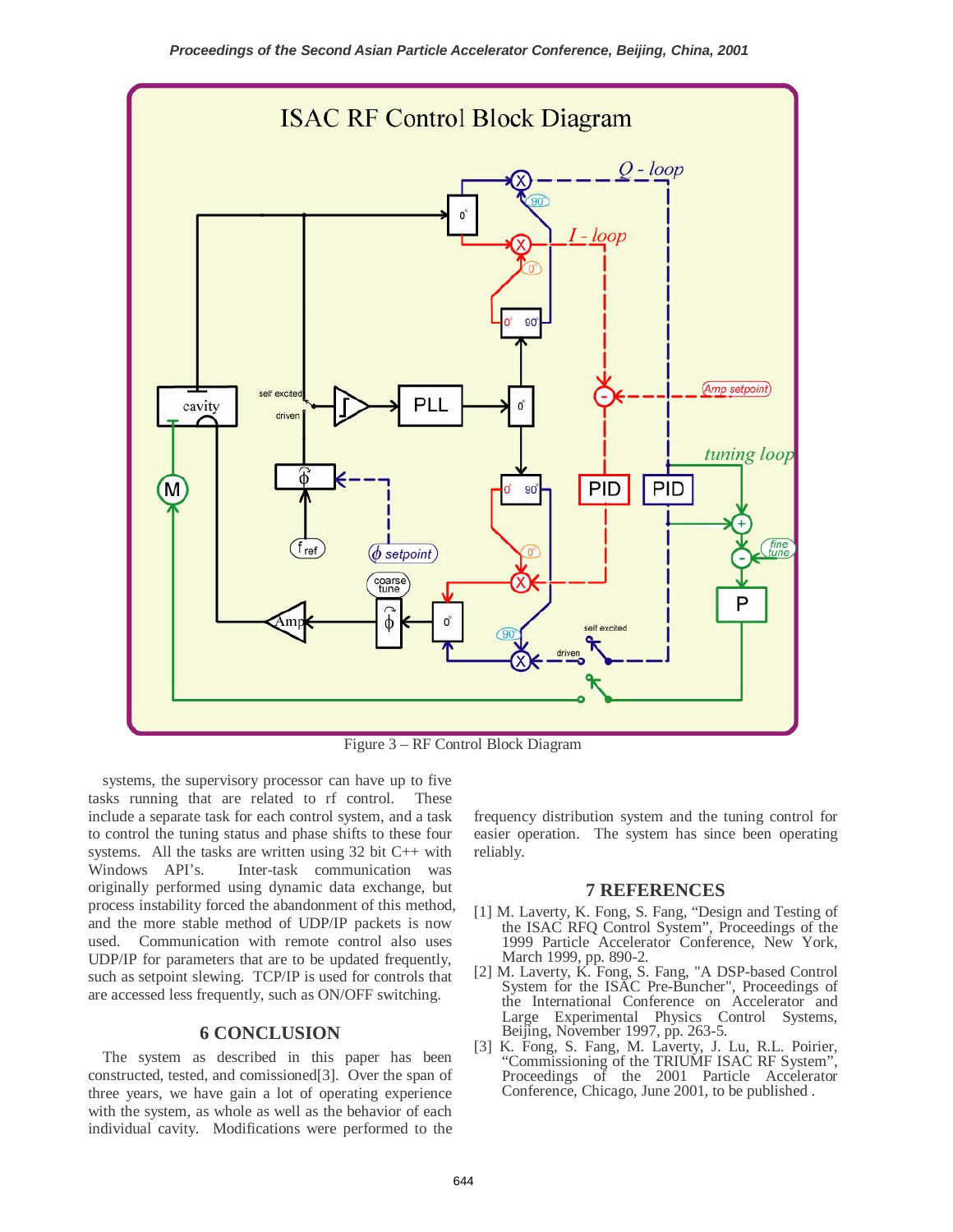ISAC RF Control Block Diagram

Q - loop

I - loop

tuning loop

Amp setpoint

fine tune

coarse tune

$\phi$ setpoint

$f_{ref}$

cavity

self excited

driven

PLL

PID

PID

P

M

Amp

Figure 3 – RF Control Block Diagram

systems, the supervisory processor can have up to five tasks running that are related to rf control. These include a separate task for each control system, and a task to control the tuning status and phase shifts to these four systems. All the tasks are written using 32 bit C++ with Windows API's. Inter-task communication was originally performed using dynamic data exchange, but process instability forced the abandonment of this method, and the more stable method of UDP/IP packets is now used. Communication with remote control also uses UDP/IP for parameters that are to be updated frequently, such as setpoint slewing. TCP/IP is used for controls that are accessed less frequently, such as ON/OFF switching.

## 6 CONCLUSION

The system as described in this paper has been constructed, tested, and comissioned[3]. Over the span of three years, we have gain a lot of operating experience with the system, as whole as well as the behavior of each individual cavity. Modifications were performed to the frequency distribution system and the tuning control for easier operation. The system has since been operating reliably.

## 7 REFERENCES

[1] M. Laverty, K. Fong, S. Fang, "Design and Testing of the ISAC RFQ Control System", Proceedings of the 1999 Particle Accelerator Conference, New York, March 1999, pp. 890-2.

[2] M. Laverty, K. Fong, S. Fang, "A DSP-based Control System for the ISAC Pre-Buncher", Proceedings of the International Conference on Accelerator and Large Experimental Physics Control Systems, Beijing, November 1997, pp. 263-5.

[3] K. Fong, S. Fang, M. Laverty, J. Lu, R.L. Poirier, "Commissioning of the TRIUMF ISAC RF System", Proceedings of the 2001 Particle Accelerator Conference, Chicago, June 2001, to be published .